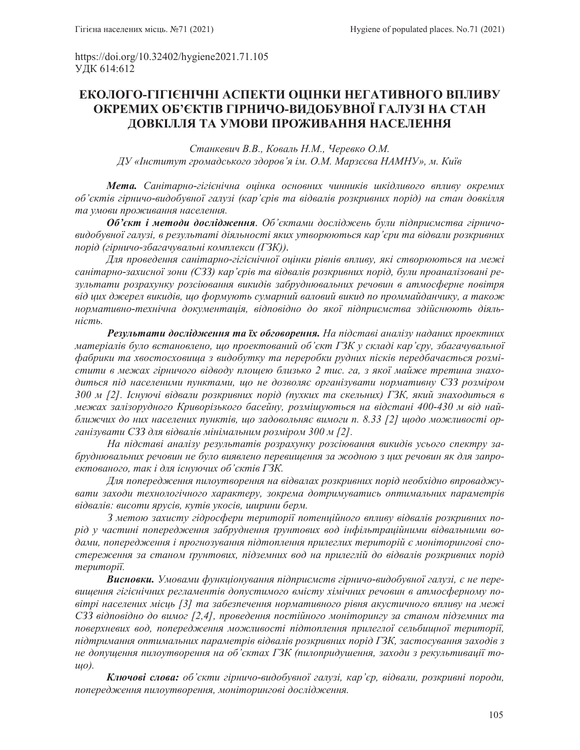https://doi.org/10.32402/hygiene2021.71.105
УДК 614:612

# ЕКОЛОГО-ГІГІЄНІЧНІ АСПЕКТИ ОЦІНКИ НЕГАТИВНОГО ВПЛИВУ ОКРЕМИХ ОБ'ЄКТІВ ГІРНИЧО-ВИДОБУВНОЇ ГАЛУЗІ НА СТАН ДОВКІЛЛЯ ТА УМОВИ ПРОЖИВАННЯ НАСЕЛЕННЯ

*Станкевич В.В., Коваль Н.М., Черевко О.М.*
*ДУ «Інститут громадського здоров'я ім. О.М. Марзєєва НАМНУ», м. Київ*

***Мета.*** *Санітарно-гігієнічна оцінка основних чинників шкідливого впливу окремих об'єктів гірничо-видобувної галузі (кар'єрів та відвалів розкривних порід) на стан довкілля та умови проживання населення.*

***Об'єкт і методи дослідження.*** *Об'єктами досліджень були підприємства гірничо-видобувної галузі, в результаті діяльності яких утворюються кар'єри та відвали розкривних порід (гірничо-збагачувальні комплекси (ГЗК)).*

*Для проведення санітарно-гігієнічної оцінки рівнів впливу, які створюються на межі санітарно-захисної зони (СЗЗ) кар'єрів та відвалів розкривних порід, були проаналізовані результати розрахунку розсіювання викидів забруднювальних речовин в атмосферне повітря від цих джерел викидів, що формують сумарний валовий викид по проммайданчику, а також нормативно-технічна документація, відповідно до якої підприємства здійснюють діяльність.*

***Результати дослідження та їх обговорення.*** *На підставі аналізу наданих проектних матеріалів було встановлено, що проектований об'єкт ГЗК у складі кар'єру, збагачувальної фабрики та хвостосховища з видобутку та переробки рудних пісків передбачається розмістити в межах гірничого відводу площею близько 2 тис. га, з якої майже третина знаходиться під населеними пунктами, що не дозволяє організувати нормативну СЗЗ розміром 300 м [2]. Існуючі відвали розкривних порід (пухких та скельних) ГЗК, який знаходиться в межах залізорудного Криворізького басейну, розміщуються на відстані 400-430 м від найближчих до них населених пунктів, що задовольняє вимоги п. 8.33 [2] щодо можливості організувати СЗЗ для відвалів мінімальним розміром 300 м [2].*

*На підставі аналізу результатів розрахунку розсіювання викидів усього спектру забруднювальних речовин не було виявлено перевищення за жодною з цих речовин як для запроектованого, так і для існуючих об'єктів ГЗК.*

*Для попередження пилоутворення на відвалах розкривних порід необхідно впроваджувати заходи технологічного характеру, зокрема дотримуватись оптимальних параметрів відвалів: висоти ярусів, кутів укосів, ширини берм.*

*З метою захисту гідросфери території потенційного впливу відвалів розкривних порід у частині попередження забруднення ґрунтових вод інфільтраційними відвальними водами, попередження і прогнозування підтоплення прилеглих територій є моніторингові спостереження за станом ґрунтових, підземних вод на прилеглій до відвалів розкривних порід території.*

***Висновки.*** *Умовами функціонування підприємств гірничо-видобувної галузі, є не перевищення гігієнічних регламентів допустимого вмісту хімічних речовин в атмосферному повітрі населених місць [3] та забезпечення нормативного рівня акустичного впливу на межі СЗЗ відповідно до вимог [2,4], проведення постійного моніторингу за станом підземних та поверхневих вод, попередження можливості підтоплення прилеглої сельбищної території, підтримання оптимальних параметрів відвалів розкривних порід ГЗК, застосування заходів з не допущення пилоутворення на об'єктах ГЗК (пилопридушення, заходи з рекультивації тощо).*

***Ключові слова:*** *об'єкти гірничо-видобувної галузі, кар'єр, відвали, розкривні породи, попередження пилоутворення, моніторингові дослідження.*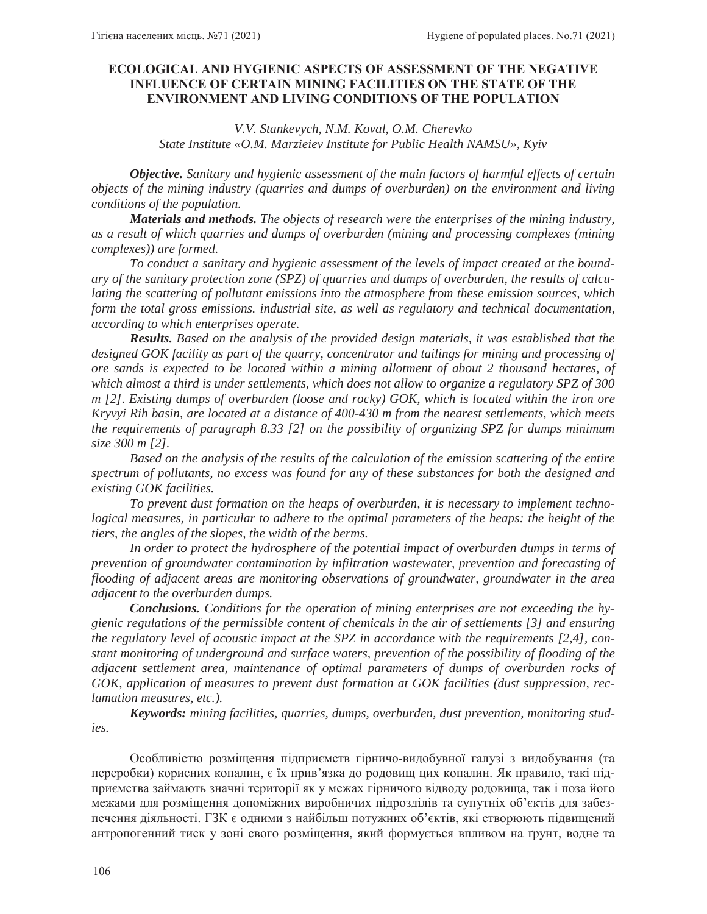**ECOLOGICAL AND HYGIENIC ASPECTS OF ASSESSMENT OF THE NEGATIVE INFLUENCE OF CERTAIN MINING FACILITIES ON THE STATE OF THE ENVIRONMENT AND LIVING CONDITIONS OF THE POPULATION**

*V.V. Stankevych, N.M. Koval, O.M. Cherevko*
*State Institute «O.M. Marzieiev Institute for Public Health NAMSU», Kyiv*

***Objective.*** *Sanitary and hygienic assessment of the main factors of harmful effects of certain objects of the mining industry (quarries and dumps of overburden) on the environment and living conditions of the population.*

***Materials and methods.*** *The objects of research were the enterprises of the mining industry, as a result of which quarries and dumps of overburden (mining and processing complexes (mining complexes)) are formed.*

*To conduct a sanitary and hygienic assessment of the levels of impact created at the boundary of the sanitary protection zone (SPZ) of quarries and dumps of overburden, the results of calculating the scattering of pollutant emissions into the atmosphere from these emission sources, which form the total gross emissions. industrial site, as well as regulatory and technical documentation, according to which enterprises operate.*

***Results.*** *Based on the analysis of the provided design materials, it was established that the designed GOK facility as part of the quarry, concentrator and tailings for mining and processing of ore sands is expected to be located within a mining allotment of about 2 thousand hectares, of which almost a third is under settlements, which does not allow to organize a regulatory SPZ of 300 m [2]. Existing dumps of overburden (loose and rocky) GOK, which is located within the iron ore Kryvyi Rih basin, are located at a distance of 400-430 m from the nearest settlements, which meets the requirements of paragraph 8.33 [2] on the possibility of organizing SPZ for dumps minimum size 300 m [2].*

*Based on the analysis of the results of the calculation of the emission scattering of the entire spectrum of pollutants, no excess was found for any of these substances for both the designed and existing GOK facilities.*

*To prevent dust formation on the heaps of overburden, it is necessary to implement technological measures, in particular to adhere to the optimal parameters of the heaps: the height of the tiers, the angles of the slopes, the width of the berms.*

*In order to protect the hydrosphere of the potential impact of overburden dumps in terms of prevention of groundwater contamination by infiltration wastewater, prevention and forecasting of flooding of adjacent areas are monitoring observations of groundwater, groundwater in the area adjacent to the overburden dumps.*

***Conclusions.*** *Conditions for the operation of mining enterprises are not exceeding the hygienic regulations of the permissible content of chemicals in the air of settlements [3] and ensuring the regulatory level of acoustic impact at the SPZ in accordance with the requirements [2,4], constant monitoring of underground and surface waters, prevention of the possibility of flooding of the adjacent settlement area, maintenance of optimal parameters of dumps of overburden rocks of GOK, application of measures to prevent dust formation at GOK facilities (dust suppression, reclamation measures, etc.).*

***Keywords:*** *mining facilities, quarries, dumps, overburden, dust prevention, monitoring studies.*

Особливістю розміщення підприємств гірничо-видобувної галузі з видобування (та переробки) корисних копалин, є їх прив'язка до родовищ цих копалин. Як правило, такі підприємства займають значні території як у межах гірничого відводу родовища, так і поза його межами для розміщення допоміжних виробничих підрозділів та супутніх об'єктів для забезпечення діяльності. ГЗК є одними з найбільш потужних об'єктів, які створюють підвищений антропогенний тиск у зоні свого розміщення, який формується впливом на ґрунт, водне та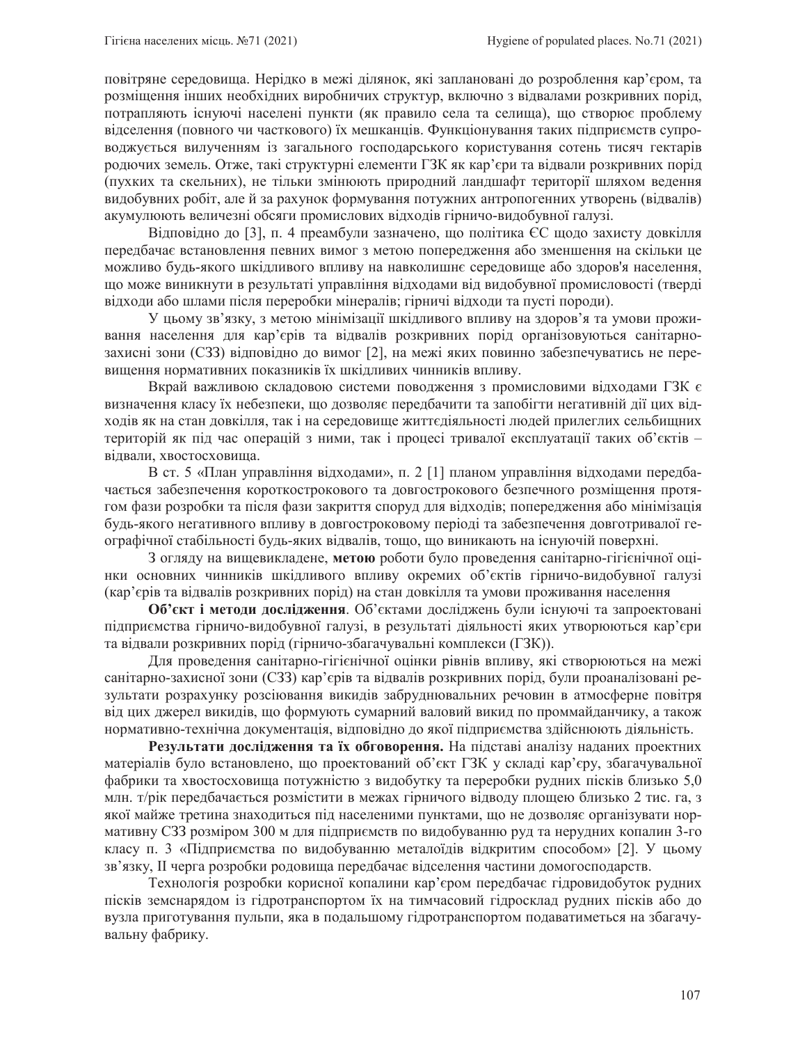повітряне середовища. Нерідко в межі ділянок, які заплановані до розроблення кар'єром, та розміщення інших необхідних виробничих структур, включно з відвалами розкривних порід, потрапляють існуючі населені пункти (як правило села та селища), що створює проблему відселення (повного чи часткового) їх мешканців. Функціонування таких підприємств супроводжується вилученням із загального господарського користування сотень тисяч гектарів родючих земель. Отже, такі структурні елементи ГЗК як кар'єри та відвали розкривних порід (пухких та скельних), не тільки змінюють природний ландшафт території шляхом ведення видобувних робіт, але й за рахунок формування потужних антропогенних утворень (відвалів) акумулюють величезні обсяги промислових відходів гірничо-видобувної галузі.

Відповідно до [3], п. 4 преамбули зазначено, що політика ЄС щодо захисту довкілля передбачає встановлення певних вимог з метою попередження або зменшення на скільки це можливо будь-якого шкідливого впливу на навколишнє середовище або здоров'я населення, що може виникнути в результаті управління відходами від видобувної промисловості (тверді відходи або шлами після переробки мінералів; гірничі відходи та пусті породи).

У цьому зв'язку, з метою мінімізації шкідливого впливу на здоров'я та умови проживання населення для кар'єрів та відвалів розкривних порід організовуються санітарно-захисні зони (СЗЗ) відповідно до вимог [2], на межі яких повинно забезпечуватись не перевищення нормативних показників їх шкідливих чинників впливу.

Вкрай важливою складовою системи поводження з промисловими відходами ГЗК є визначення класу їх небезпеки, що дозволяє передбачити та запобігти негативній дії цих відходів як на стан довкілля, так і на середовище життєдіяльності людей прилеглих сельбищних територій як під час операцій з ними, так і процесі тривалої експлуатації таких об'єктів – відвали, хвостосховища.

В ст. 5 «План управління відходами», п. 2 [1] планом управління відходами передбачається забезпечення короткострокового та довгострокового безпечного розміщення протягом фази розробки та після фази закриття споруд для відходів; попередження або мінімізація будь-якого негативного впливу в довгостроковому періоді та забезпечення довготривалої географічної стабільності будь-яких відвалів, тощо, що виникають на існуючій поверхні.

З огляду на вищевикладене, **метою** роботи було проведення санітарно-гігієнічної оцінки основних чинників шкідливого впливу окремих об'єктів гірничо-видобувної галузі (кар'єрів та відвалів розкривних порід) на стан довкілля та умови проживання населення

**Об'єкт і методи дослідження**. Об'єктами досліджень були існуючі та запроектовані підприємства гірничо-видобувної галузі, в результаті діяльності яких утворюються кар'єри та відвали розкривних порід (гірничо-збагачувальні комплекси (ГЗК)).

Для проведення санітарно-гігієнічної оцінки рівнів впливу, які створюються на межі санітарно-захисної зони (СЗЗ) кар'єрів та відвалів розкривних порід, були проаналізовані результати розрахунку розсіювання викидів забруднювальних речовин в атмосферне повітря від цих джерел викидів, що формують сумарний валовий викид по проммайданчику, а також нормативно-технічна документація, відповідно до якої підприємства здійснюють діяльність.

**Результати дослідження та їх обговорення.** На підставі аналізу наданих проектних матеріалів було встановлено, що проектований об'єкт ГЗК у складі кар'єру, збагачувальної фабрики та хвостосховища потужністю з видобутку та переробки рудних пісків близько 5,0 млн. т/рік передбачається розмістити в межах гірничого відводу площею близько 2 тис. га, з якої майже третина знаходиться під населеними пунктами, що не дозволяє організувати нормативну СЗЗ розміром 300 м для підприємств по видобуванню руд та нерудних копалин 3-го класу п. 3 «Підприємства по видобуванню металоїдів відкритим способом» [2]. У цьому зв'язку, II черга розробки родовища передбачає відселення частини домогосподарств.

Технологія розробки корисної копалини кар'єром передбачає гідровидобуток рудних пісків земснарядом із гідротранспортом їх на тимчасовий гідросклад рудних пісків або до вузла приготування пульпи, яка в подальшому гідротранспортом подаватиметься на збагачувальну фабрику.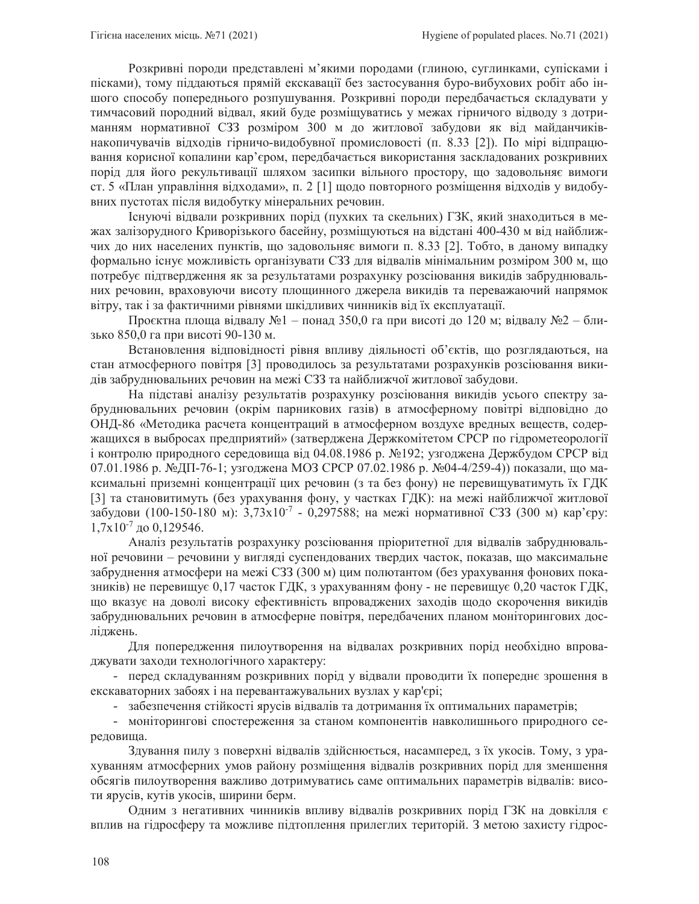Розкривні породи представлені м'якими породами (глиною, суглинками, супісками і пісками), тому піддаються прямій екскавації без застосування буро-вибухових робіт або іншого способу попереднього розпушування. Розкривні породи передбачається складувати у тимчасовий породний відвал, який буде розміщуватись у межах гірничого відводу з дотриманням нормативної СЗЗ розміром 300 м до житлової забудови як від майданчиків-накопичувачів відходів гірничо-видобувної промисловості (п. 8.33 [2]). По мірі відпрацювання корисної копалини кар'єром, передбачається використання заскладованих розкривних порід для його рекультивації шляхом засипки вільного простору, що задовольняє вимоги ст. 5 «План управління відходами», п. 2 [1] щодо повторного розміщення відходів у видобувних пустотах після видобутку мінеральних речовин.

Існуючі відвали розкривних порід (пухких та скельних) ГЗК, який знаходиться в межах залізорудного Криворізького басейну, розміщуються на відстані 400-430 м від найближчих до них населених пунктів, що задовольняє вимоги п. 8.33 [2]. Тобто, в даному випадку формально існує можливість організувати СЗЗ для відвалів мінімальним розміром 300 м, що потребує підтвердження як за результатами розрахунку розсіювання викидів забруднювальних речовин, враховуючи висоту площинного джерела викидів та переважаючий напрямок вітру, так і за фактичними рівнями шкідливих чинників від їх експлуатації.

Проєктна площа відвалу №1 – понад 350,0 га при висоті до 120 м; відвалу №2 – близько 850,0 га при висоті 90-130 м.

Встановлення відповідності рівня впливу діяльності об'єктів, що розглядаються, на стан атмосферного повітря [3] проводилось за результатами розрахунків розсіювання викидів забруднювальних речовин на межі СЗЗ та найближчої житлової забудови.

На підставі аналізу результатів розрахунку розсіювання викидів усього спектру забруднювальних речовин (окрім парникових газів) в атмосферному повітрі відповідно до ОНД-86 «Методика расчета концентраций в атмосферном воздухе вредных веществ, содержащихся в выбросах предприятий» (затверджена Держкомітетом СРСР по гідрометеорології і контролю природного середовища від 04.08.1986 р. №192; узгоджена Держбудом СРСР від 07.01.1986 р. №ДП-76-1; узгоджена МОЗ СРСР 07.02.1986 р. №04-4/259-4)) показали, що максимальні приземні концентрації цих речовин (з та без фону) не перевищуватимуть їх ГДК [3] та становитимуть (без урахування фону, у частках ГДК): на межі найближчої житлової забудови (100-150-180 м): $3{,}73 \times 10^{-7}$ - 0,297588; на межі нормативної СЗЗ (300 м) кар'єру: $1{,}7 \times 10^{-7}$ до 0,129546.

Аналіз результатів розрахунку розсіювання пріоритетної для відвалів забруднювальної речовини – речовини у вигляді суспендованих твердих часток, показав, що максимальне забруднення атмосфери на межі СЗЗ (300 м) цим полютантом (без урахування фонових показників) не перевищує 0,17 часток ГДК, з урахуванням фону - не перевищує 0,20 часток ГДК, що вказує на доволі високу ефективність впроваджених заходів щодо скорочення викидів забруднювальних речовин в атмосферне повітря, передбачених планом моніторингових досліджень.

Для попередження пилоутворення на відвалах розкривних порід необхідно впроваджувати заходи технологічного характеру:

- перед складуванням розкривних порід у відвали проводити їх попереднє зрошення в екскаваторних забоях і на перевантажувальних вузлах у кар'єрі;
- забезпечення стійкості ярусів відвалів та дотримання їх оптимальних параметрів;
- моніторингові спостереження за станом компонентів навколишнього природного середовища.

Здування пилу з поверхні відвалів здійснюється, насамперед, з їх укосів. Тому, з урахуванням атмосферних умов району розміщення відвалів розкривних порід для зменшення обсягів пилоутворення важливо дотримуватись саме оптимальних параметрів відвалів: висоти ярусів, кутів укосів, ширини берм.

Одним з негативних чинників впливу відвалів розкривних порід ГЗК на довкілля є вплив на гідросферу та можливе підтоплення прилеглих територій. З метою захисту гідрос-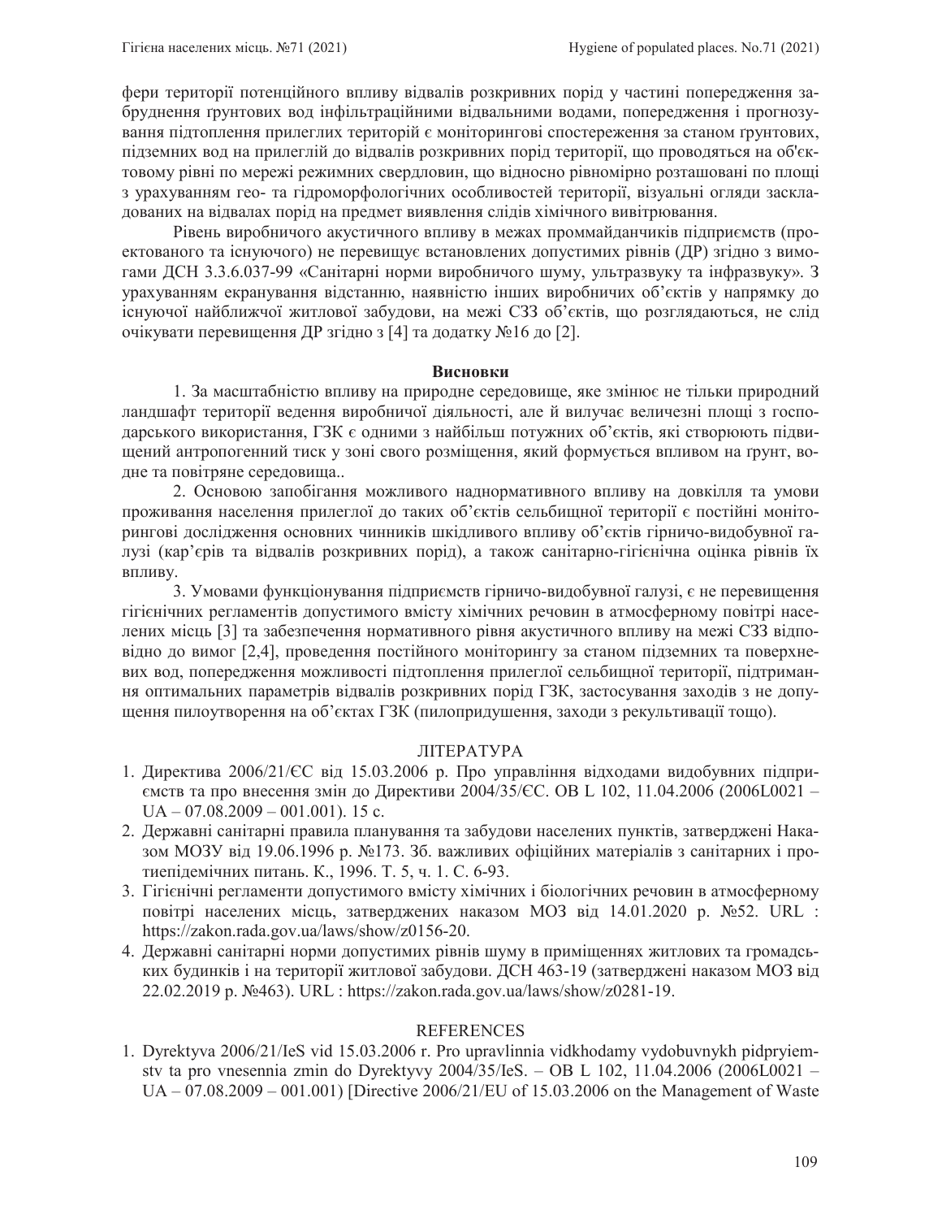фери території потенційного впливу відвалів розкривних порід у частині попередження забруднення ґрунтових вод інфільтраційними відвальними водами, попередження і прогнозування підтоплення прилеглих територій є моніторингові спостереження за станом ґрунтових, підземних вод на прилеглій до відвалів розкривних порід території, що проводяться на об'єктовому рівні по мережі режимних свердловин, що відносно рівномірно розташовані по площі з урахуванням гео- та гідроморфологічних особливостей території, візуальні огляди закладованих на відвалах порід на предмет виявлення слідів хімічного вивітрювання.

Рівень виробничого акустичного впливу в межах проммайданчиків підприємств (проектованого та існуючого) не перевищує встановлених допустимих рівнів (ДР) згідно з вимогами ДСН 3.3.6.037-99 «Санітарні норми виробничого шуму, ультразвуку та інфразвуку». З урахуванням екранування відстанню, наявністю інших виробничих об'єктів у напрямку до існуючої найближчої житлової забудови, на межі СЗЗ об'єктів, що розглядаються, не слід очікувати перевищення ДР згідно з [4] та додатку №16 до [2].

## Висновки

1. За масштабністю впливу на природне середовище, яке змінює не тільки природний ландшафт території ведення виробничої діяльності, але й вилучає величезні площі з господарського використання, ГЗК є одними з найбільш потужних об'єктів, які створюють підвищений антропогенний тиск у зоні свого розміщення, який формується впливом на ґрунт, водне та повітряне середовища..

2. Основою запобігання можливого наднормативного впливу на довкілля та умови проживання населення прилеглої до таких об'єктів сельбищної території є постійні моніторингові дослідження основних чинників шкідливого впливу об'єктів гірничо-видобувної галузі (кар'єрів та відвалів розкривних порід), а також санітарно-гігієнічна оцінка рівнів їх впливу.

3. Умовами функціонування підприємств гірничо-видобувної галузі, є не перевищення гігієнічних регламентів допустимого вмісту хімічних речовин в атмосферному повітрі населених місць [3] та забезпечення нормативного рівня акустичного впливу на межі СЗЗ відповідно до вимог [2,4], проведення постійного моніторингу за станом підземних та поверхневих вод, попередження можливості підтоплення прилеглої сельбищної території, підтримання оптимальних параметрів відвалів розкривних порід ГЗК, застосування заходів з не допущення пилоутворення на об'єктах ГЗК (пилопридушення, заходи з рекультивації тощо).

## ЛІТЕРАТУРА

1. Директива 2006/21/ЄС від 15.03.2006 р. Про управління відходами видобувних підприємств та про внесення змін до Директиви 2004/35/ЄС. ОВ L 102, 11.04.2006 (2006L0021 – UA – 07.08.2009 – 001.001). 15 с.
2. Державні санітарні правила планування та забудови населених пунктів, затверджені Наказом МОЗУ від 19.06.1996 р. №173. Зб. важливих офіційних матеріалів з санітарних і протиепідемічних питань. К., 1996. Т. 5, ч. 1. С. 6-93.
3. Гігієнічні регламенти допустимого вмісту хімічних і біологічних речовин в атмосферному повітрі населених місць, затверджених наказом МОЗ від 14.01.2020 р. №52. URL : https://zakon.rada.gov.ua/laws/show/z0156-20.
4. Державні санітарні норми допустимих рівнів шуму в приміщеннях житлових та громадських будинків і на території житлової забудови. ДСН 463-19 (затверджені наказом МОЗ від 22.02.2019 р. №463). URL : https://zakon.rada.gov.ua/laws/show/z0281-19.

## REFERENCES

1. Dyrektyva 2006/21/IeS vid 15.03.2006 r. Pro upravlinnia vidkhodamy vydobuvnykh pidpryiemstv ta pro vnesennia zmin do Dyrektyvy 2004/35/IeS. – OB L 102, 11.04.2006 (2006L0021 – UA – 07.08.2009 – 001.001) [Directive 2006/21/EU of 15.03.2006 on the Management of Waste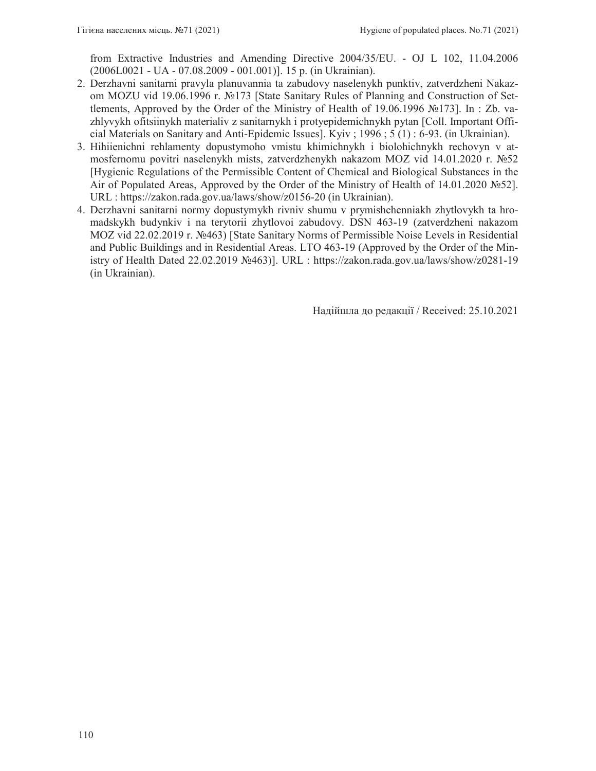from Extractive Industries and Amending Directive 2004/35/EU. - OJ L 102, 11.04.2006 (2006L0021 - UA - 07.08.2009 - 001.001)]. 15 p. (in Ukrainian).

2. Derzhavni sanitarni pravyla planuvannia ta zabudovy naselenykh punktiv, zatverdzheni Nakazom MOZU vid 19.06.1996 r. №173 [State Sanitary Rules of Planning and Construction of Settlements, Approved by the Order of the Ministry of Health of 19.06.1996 №173]. In : Zb. vazhlyvykh ofitsiinykh materialiv z sanitarnykh i protyepidemichnykh pytan [Coll. Important Official Materials on Sanitary and Anti-Epidemic Issues]. Kyiv ; 1996 ; 5 (1) : 6-93. (in Ukrainian).
3. Hihiienichni rehlamenty dopustymoho vmistu khimichnykh i biolohichnykh rechovyn v atmosfernomu povitri naselenykh mists, zatverdzhenykh nakazom MOZ vid 14.01.2020 r. №52 [Hygienic Regulations of the Permissible Content of Chemical and Biological Substances in the Air of Populated Areas, Approved by the Order of the Ministry of Health of 14.01.2020 №52]. URL : https://zakon.rada.gov.ua/laws/show/z0156-20 (in Ukrainian).
4. Derzhavni sanitarni normy dopustymykh rivniv shumu v prymishchenniakh zhytlovykh ta hromadskykh budynkiv i na terytorii zhytlovoi zabudovy. DSN 463-19 (zatverdzheni nakazom MOZ vid 22.02.2019 r. №463) [State Sanitary Norms of Permissible Noise Levels in Residential and Public Buildings and in Residential Areas. LTO 463-19 (Approved by the Order of the Ministry of Health Dated 22.02.2019 №463)]. URL : https://zakon.rada.gov.ua/laws/show/z0281-19 (in Ukrainian).

Надійшла до редакції / Received: 25.10.2021